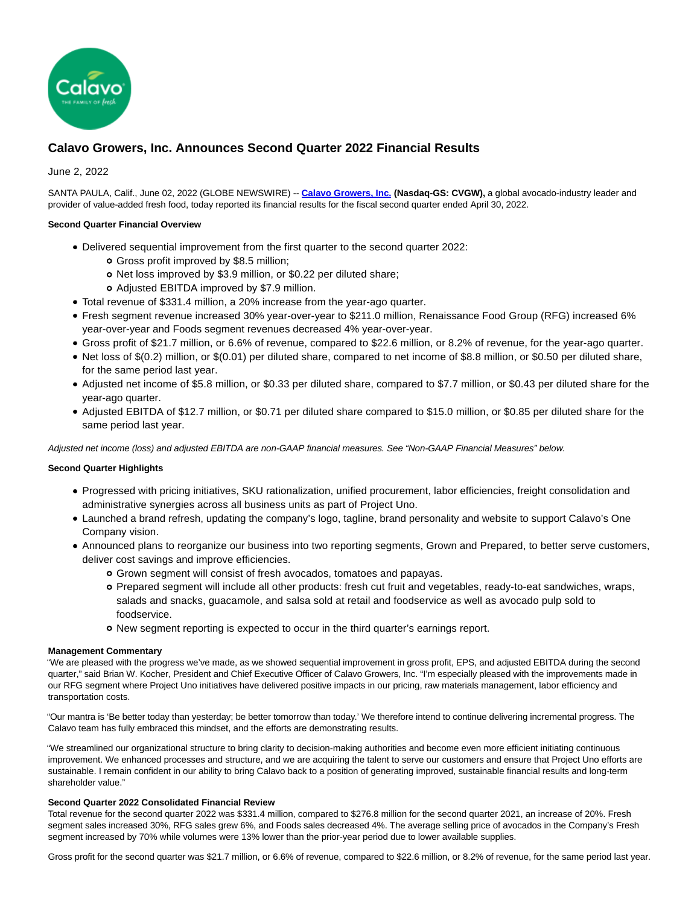# Calavo Growers, Inc. Announces Second Quarter 2022 Financial Results

June 2, 2022

SANTA PAULA, Calif., June 02, 2022 (GLOBE NEWSWIRE) -- **Calavo Growers, Inc. (Nasdaq-GS: CVGW),** a global avocado-industry leader and provider of value-added fresh food, today reported its financial results for the fiscal second quarter ended April 30, 2022.

**Second Quarter Financial Overview**

- Delivered sequential improvement from the first quarter to the second quarter 2022:
  - Gross profit improved by $8.5 million;
  - Net loss improved by $3.9 million, or $0.22 per diluted share;
  - Adjusted EBITDA improved by $7.9 million.
- Total revenue of $331.4 million, a 20% increase from the year-ago quarter.
- Fresh segment revenue increased 30% year-over-year to $211.0 million, Renaissance Food Group (RFG) increased 6% year-over-year and Foods segment revenues decreased 4% year-over-year.
- Gross profit of $21.7 million, or 6.6% of revenue, compared to $22.6 million, or 8.2% of revenue, for the year-ago quarter.
- Net loss of $(0.2) million, or $(0.01) per diluted share, compared to net income of $8.8 million, or $0.50 per diluted share, for the same period last year.
- Adjusted net income of $5.8 million, or $0.33 per diluted share, compared to $7.7 million, or $0.43 per diluted share for the year-ago quarter.
- Adjusted EBITDA of $12.7 million, or $0.71 per diluted share compared to $15.0 million, or $0.85 per diluted share for the same period last year.

*Adjusted net income (loss) and adjusted EBITDA are non-GAAP financial measures. See "Non-GAAP Financial Measures" below.*

**Second Quarter Highlights**

- Progressed with pricing initiatives, SKU rationalization, unified procurement, labor efficiencies, freight consolidation and administrative synergies across all business units as part of Project Uno.
- Launched a brand refresh, updating the company's logo, tagline, brand personality and website to support Calavo's One Company vision.
- Announced plans to reorganize our business into two reporting segments, Grown and Prepared, to better serve customers, deliver cost savings and improve efficiencies.
  - Grown segment will consist of fresh avocados, tomatoes and papayas.
  - Prepared segment will include all other products: fresh cut fruit and vegetables, ready-to-eat sandwiches, wraps, salads and snacks, guacamole, and salsa sold at retail and foodservice as well as avocado pulp sold to foodservice.
  - New segment reporting is expected to occur in the third quarter's earnings report.

**Management Commentary**

"We are pleased with the progress we've made, as we showed sequential improvement in gross profit, EPS, and adjusted EBITDA during the second quarter," said Brian W. Kocher, President and Chief Executive Officer of Calavo Growers, Inc. "I'm especially pleased with the improvements made in our RFG segment where Project Uno initiatives have delivered positive impacts in our pricing, raw materials management, labor efficiency and transportation costs.

"Our mantra is 'Be better today than yesterday; be better tomorrow than today.' We therefore intend to continue delivering incremental progress. The Calavo team has fully embraced this mindset, and the efforts are demonstrating results.

"We streamlined our organizational structure to bring clarity to decision-making authorities and become even more efficient initiating continuous improvement. We enhanced processes and structure, and we are acquiring the talent to serve our customers and ensure that Project Uno efforts are sustainable. I remain confident in our ability to bring Calavo back to a position of generating improved, sustainable financial results and long-term shareholder value."

**Second Quarter 2022 Consolidated Financial Review**

Total revenue for the second quarter 2022 was $331.4 million, compared to $276.8 million for the second quarter 2021, an increase of 20%. Fresh segment sales increased 30%, RFG sales grew 6%, and Foods sales decreased 4%. The average selling price of avocados in the Company's Fresh segment increased by 70% while volumes were 13% lower than the prior-year period due to lower available supplies.

Gross profit for the second quarter was $21.7 million, or 6.6% of revenue, compared to $22.6 million, or 8.2% of revenue, for the same period last year.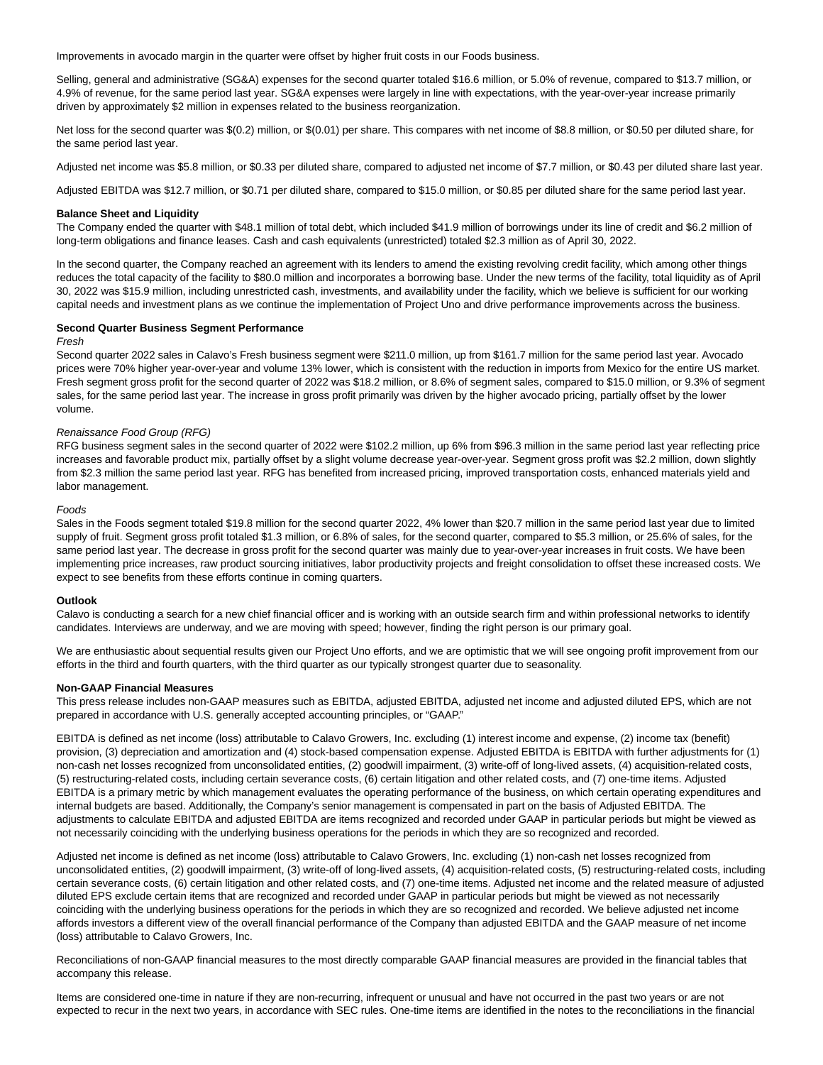Improvements in avocado margin in the quarter were offset by higher fruit costs in our Foods business.

Selling, general and administrative (SG&A) expenses for the second quarter totaled $16.6 million, or 5.0% of revenue, compared to $13.7 million, or 4.9% of revenue, for the same period last year. SG&A expenses were largely in line with expectations, with the year-over-year increase primarily driven by approximately $2 million in expenses related to the business reorganization.

Net loss for the second quarter was $(0.2) million, or $(0.01) per share. This compares with net income of $8.8 million, or $0.50 per diluted share, for the same period last year.

Adjusted net income was $5.8 million, or $0.33 per diluted share, compared to adjusted net income of $7.7 million, or $0.43 per diluted share last year.

Adjusted EBITDA was $12.7 million, or $0.71 per diluted share, compared to $15.0 million, or $0.85 per diluted share for the same period last year.

**Balance Sheet and Liquidity**

The Company ended the quarter with $48.1 million of total debt, which included $41.9 million of borrowings under its line of credit and $6.2 million of long-term obligations and finance leases. Cash and cash equivalents (unrestricted) totaled $2.3 million as of April 30, 2022.

In the second quarter, the Company reached an agreement with its lenders to amend the existing revolving credit facility, which among other things reduces the total capacity of the facility to $80.0 million and incorporates a borrowing base. Under the new terms of the facility, total liquidity as of April 30, 2022 was $15.9 million, including unrestricted cash, investments, and availability under the facility, which we believe is sufficient for our working capital needs and investment plans as we continue the implementation of Project Uno and drive performance improvements across the business.

**Second Quarter Business Segment Performance**

*Fresh*

Second quarter 2022 sales in Calavo's Fresh business segment were $211.0 million, up from $161.7 million for the same period last year. Avocado prices were 70% higher year-over-year and volume 13% lower, which is consistent with the reduction in imports from Mexico for the entire US market. Fresh segment gross profit for the second quarter of 2022 was $18.2 million, or 8.6% of segment sales, compared to $15.0 million, or 9.3% of segment sales, for the same period last year. The increase in gross profit primarily was driven by the higher avocado pricing, partially offset by the lower volume.

*Renaissance Food Group (RFG)*

RFG business segment sales in the second quarter of 2022 were $102.2 million, up 6% from $96.3 million in the same period last year reflecting price increases and favorable product mix, partially offset by a slight volume decrease year-over-year. Segment gross profit was $2.2 million, down slightly from $2.3 million the same period last year. RFG has benefited from increased pricing, improved transportation costs, enhanced materials yield and labor management.

*Foods*

Sales in the Foods segment totaled $19.8 million for the second quarter 2022, 4% lower than $20.7 million in the same period last year due to limited supply of fruit. Segment gross profit totaled $1.3 million, or 6.8% of sales, for the second quarter, compared to $5.3 million, or 25.6% of sales, for the same period last year. The decrease in gross profit for the second quarter was mainly due to year-over-year increases in fruit costs. We have been implementing price increases, raw product sourcing initiatives, labor productivity projects and freight consolidation to offset these increased costs. We expect to see benefits from these efforts continue in coming quarters.

**Outlook**

Calavo is conducting a search for a new chief financial officer and is working with an outside search firm and within professional networks to identify candidates. Interviews are underway, and we are moving with speed; however, finding the right person is our primary goal.

We are enthusiastic about sequential results given our Project Uno efforts, and we are optimistic that we will see ongoing profit improvement from our efforts in the third and fourth quarters, with the third quarter as our typically strongest quarter due to seasonality.

**Non-GAAP Financial Measures**

This press release includes non-GAAP measures such as EBITDA, adjusted EBITDA, adjusted net income and adjusted diluted EPS, which are not prepared in accordance with U.S. generally accepted accounting principles, or "GAAP."

EBITDA is defined as net income (loss) attributable to Calavo Growers, Inc. excluding (1) interest income and expense, (2) income tax (benefit) provision, (3) depreciation and amortization and (4) stock-based compensation expense. Adjusted EBITDA is EBITDA with further adjustments for (1) non-cash net losses recognized from unconsolidated entities, (2) goodwill impairment, (3) write-off of long-lived assets, (4) acquisition-related costs, (5) restructuring-related costs, including certain severance costs, (6) certain litigation and other related costs, and (7) one-time items. Adjusted EBITDA is a primary metric by which management evaluates the operating performance of the business, on which certain operating expenditures and internal budgets are based. Additionally, the Company's senior management is compensated in part on the basis of Adjusted EBITDA. The adjustments to calculate EBITDA and adjusted EBITDA are items recognized and recorded under GAAP in particular periods but might be viewed as not necessarily coinciding with the underlying business operations for the periods in which they are so recognized and recorded.

Adjusted net income is defined as net income (loss) attributable to Calavo Growers, Inc. excluding (1) non-cash net losses recognized from unconsolidated entities, (2) goodwill impairment, (3) write-off of long-lived assets, (4) acquisition-related costs, (5) restructuring-related costs, including certain severance costs, (6) certain litigation and other related costs, and (7) one-time items. Adjusted net income and the related measure of adjusted diluted EPS exclude certain items that are recognized and recorded under GAAP in particular periods but might be viewed as not necessarily coinciding with the underlying business operations for the periods in which they are so recognized and recorded. We believe adjusted net income affords investors a different view of the overall financial performance of the Company than adjusted EBITDA and the GAAP measure of net income (loss) attributable to Calavo Growers, Inc.

Reconciliations of non-GAAP financial measures to the most directly comparable GAAP financial measures are provided in the financial tables that accompany this release.

Items are considered one-time in nature if they are non-recurring, infrequent or unusual and have not occurred in the past two years or are not expected to recur in the next two years, in accordance with SEC rules. One-time items are identified in the notes to the reconciliations in the financial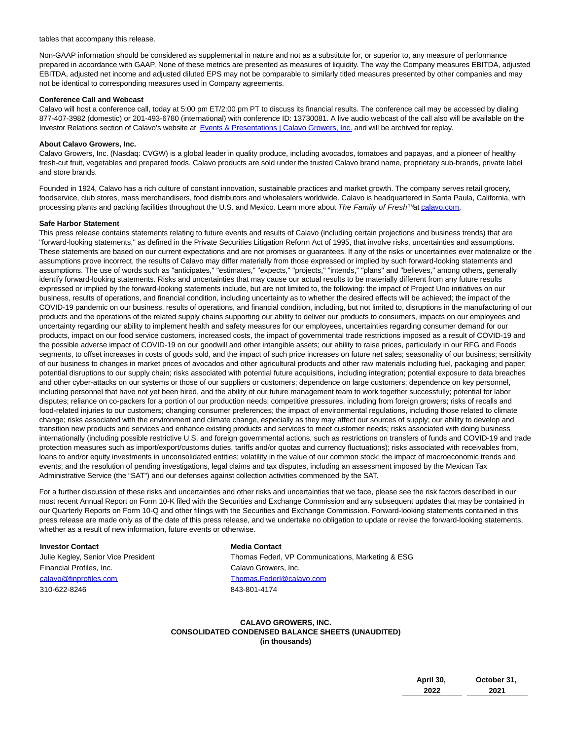tables that accompany this release.

Non-GAAP information should be considered as supplemental in nature and not as a substitute for, or superior to, any measure of performance prepared in accordance with GAAP. None of these metrics are presented as measures of liquidity. The way the Company measures EBITDA, adjusted EBITDA, adjusted net income and adjusted diluted EPS may not be comparable to similarly titled measures presented by other companies and may not be identical to corresponding measures used in Company agreements.

**Conference Call and Webcast**

Calavo will host a conference call, today at 5:00 pm ET/2:00 pm PT to discuss its financial results. The conference call may be accessed by dialing 877-407-3982 (domestic) or 201-493-6780 (international) with conference ID: 13730081. A live audio webcast of the call also will be available on the Investor Relations section of Calavo's website at Events & Presentations | Calavo Growers, Inc. and will be archived for replay.

**About Calavo Growers, Inc.**

Calavo Growers, Inc. (Nasdaq: CVGW) is a global leader in quality produce, including avocados, tomatoes and papayas, and a pioneer of healthy fresh-cut fruit, vegetables and prepared foods. Calavo products are sold under the trusted Calavo brand name, proprietary sub-brands, private label and store brands.

Founded in 1924, Calavo has a rich culture of constant innovation, sustainable practices and market growth. The company serves retail grocery, foodservice, club stores, mass merchandisers, food distributors and wholesalers worldwide. Calavo is headquartered in Santa Paula, California, with processing plants and packing facilities throughout the U.S. and Mexico. Learn more about *The Family of Fresh™* at calavo.com.

**Safe Harbor Statement**

This press release contains statements relating to future events and results of Calavo (including certain projections and business trends) that are "forward-looking statements," as defined in the Private Securities Litigation Reform Act of 1995, that involve risks, uncertainties and assumptions. These statements are based on our current expectations and are not promises or guarantees. If any of the risks or uncertainties ever materialize or the assumptions prove incorrect, the results of Calavo may differ materially from those expressed or implied by such forward-looking statements and assumptions. The use of words such as "anticipates," "estimates," "expects," "projects," "intends," "plans" and "believes," among others, generally identify forward-looking statements. Risks and uncertainties that may cause our actual results to be materially different from any future results expressed or implied by the forward-looking statements include, but are not limited to, the following: the impact of Project Uno initiatives on our business, results of operations, and financial condition, including uncertainty as to whether the desired effects will be achieved; the impact of the COVID-19 pandemic on our business, results of operations, and financial condition, including, but not limited to, disruptions in the manufacturing of our products and the operations of the related supply chains supporting our ability to deliver our products to consumers, impacts on our employees and uncertainty regarding our ability to implement health and safety measures for our employees, uncertainties regarding consumer demand for our products, impact on our food service customers, increased costs, the impact of governmental trade restrictions imposed as a result of COVID-19 and the possible adverse impact of COVID-19 on our goodwill and other intangible assets; our ability to raise prices, particularly in our RFG and Foods segments, to offset increases in costs of goods sold, and the impact of such price increases on future net sales; seasonality of our business; sensitivity of our business to changes in market prices of avocados and other agricultural products and other raw materials including fuel, packaging and paper; potential disruptions to our supply chain; risks associated with potential future acquisitions, including integration; potential exposure to data breaches and other cyber-attacks on our systems or those of our suppliers or customers; dependence on large customers; dependence on key personnel, including personnel that have not yet been hired, and the ability of our future management team to work together successfully; potential for labor disputes; reliance on co-packers for a portion of our production needs; competitive pressures, including from foreign growers; risks of recalls and food-related injuries to our customers; changing consumer preferences; the impact of environmental regulations, including those related to climate change; risks associated with the environment and climate change, especially as they may affect our sources of supply; our ability to develop and transition new products and services and enhance existing products and services to meet customer needs; risks associated with doing business internationally (including possible restrictive U.S. and foreign governmental actions, such as restrictions on transfers of funds and COVID-19 and trade protection measures such as import/export/customs duties, tariffs and/or quotas and currency fluctuations); risks associated with receivables from, loans to and/or equity investments in unconsolidated entities; volatility in the value of our common stock; the impact of macroeconomic trends and events; and the resolution of pending investigations, legal claims and tax disputes, including an assessment imposed by the Mexican Tax Administrative Service (the "SAT") and our defenses against collection activities commenced by the SAT.

For a further discussion of these risks and uncertainties and other risks and uncertainties that we face, please see the risk factors described in our most recent Annual Report on Form 10-K filed with the Securities and Exchange Commission and any subsequent updates that may be contained in our Quarterly Reports on Form 10-Q and other filings with the Securities and Exchange Commission. Forward-looking statements contained in this press release are made only as of the date of this press release, and we undertake no obligation to update or revise the forward-looking statements, whether as a result of new information, future events or otherwise.

**Investor Contact**
Julie Kegley, Senior Vice President
Financial Profiles, Inc.
calavo@finprofiles.com
310-622-8246

**Media Contact**
Thomas Federl, VP Communications, Marketing & ESG
Calavo Growers, Inc.
Thomas.Federl@calavo.com
843-801-4174

**CALAVO GROWERS, INC.**
**CONSOLIDATED CONDENSED BALANCE SHEETS (UNAUDITED)**
**(in thousands)**

| | April 30, 2022 | October 31, 2021 |
|---|---|---|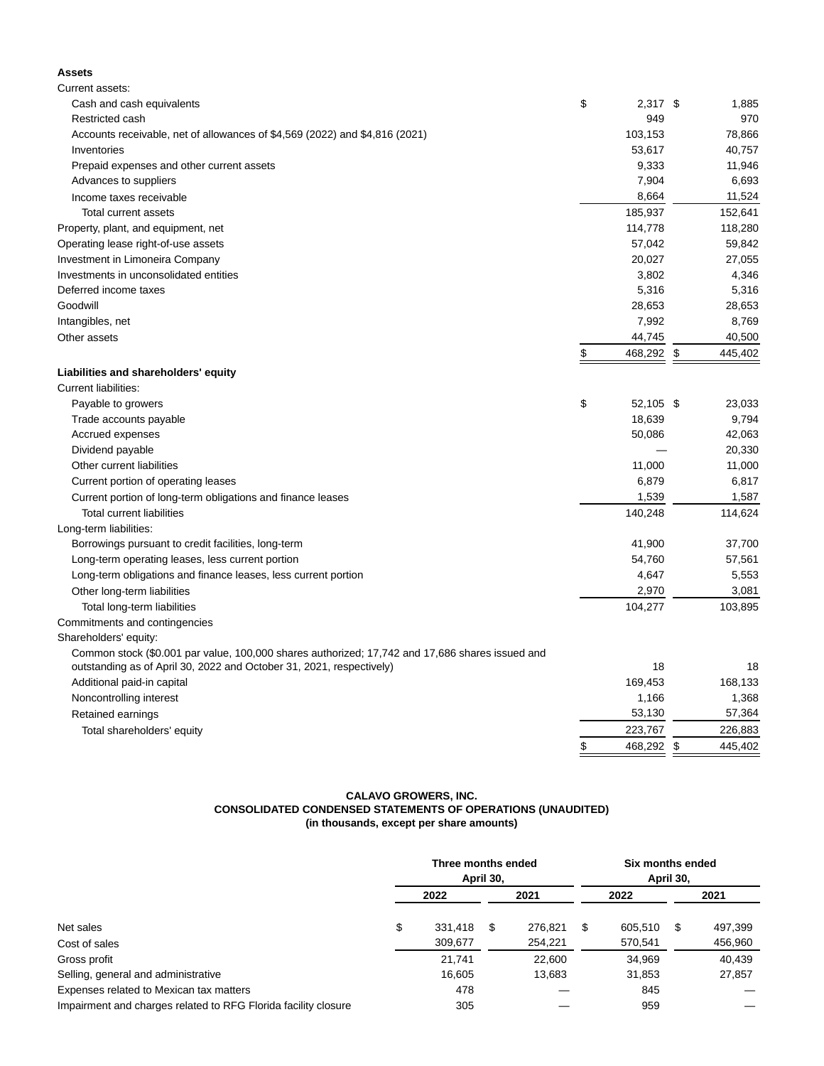| **Assets** | | |
|---|---|---|
| Current assets: | | |
| Cash and cash equivalents | $ 2,317 | $ 1,885 |
| Restricted cash | 949 | 970 |
| Accounts receivable, net of allowances of $4,569 (2022) and $4,816 (2021) | 103,153 | 78,866 |
| Inventories | 53,617 | 40,757 |
| Prepaid expenses and other current assets | 9,333 | 11,946 |
| Advances to suppliers | 7,904 | 6,693 |
| Income taxes receivable | 8,664 | 11,524 |
| Total current assets | 185,937 | 152,641 |
| Property, plant, and equipment, net | 114,778 | 118,280 |
| Operating lease right-of-use assets | 57,042 | 59,842 |
| Investment in Limoneira Company | 20,027 | 27,055 |
| Investments in unconsolidated entities | 3,802 | 4,346 |
| Deferred income taxes | 5,316 | 5,316 |
| Goodwill | 28,653 | 28,653 |
| Intangibles, net | 7,992 | 8,769 |
| Other assets | 44,745 | 40,500 |
| | $ 468,292 | $ 445,402 |
| **Liabilities and shareholders' equity** | | |
| Current liabilities: | | |
| Payable to growers | $ 52,105 | $ 23,033 |
| Trade accounts payable | 18,639 | 9,794 |
| Accrued expenses | 50,086 | 42,063 |
| Dividend payable | — | 20,330 |
| Other current liabilities | 11,000 | 11,000 |
| Current portion of operating leases | 6,879 | 6,817 |
| Current portion of long-term obligations and finance leases | 1,539 | 1,587 |
| Total current liabilities | 140,248 | 114,624 |
| Long-term liabilities: | | |
| Borrowings pursuant to credit facilities, long-term | 41,900 | 37,700 |
| Long-term operating leases, less current portion | 54,760 | 57,561 |
| Long-term obligations and finance leases, less current portion | 4,647 | 5,553 |
| Other long-term liabilities | 2,970 | 3,081 |
| Total long-term liabilities | 104,277 | 103,895 |
| Commitments and contingencies | | |
| Shareholders' equity: | | |
| Common stock ($0.001 par value, 100,000 shares authorized; 17,742 and 17,686 shares issued and outstanding as of April 30, 2022 and October 31, 2021, respectively) | 18 | 18 |
| Additional paid-in capital | 169,453 | 168,133 |
| Noncontrolling interest | 1,166 | 1,368 |
| Retained earnings | 53,130 | 57,364 |
| Total shareholders' equity | 223,767 | 226,883 |
| | $ 468,292 | $ 445,402 |

**CALAVO GROWERS, INC.**
**CONSOLIDATED CONDENSED STATEMENTS OF OPERATIONS (UNAUDITED)**
**(in thousands, except per share amounts)**

| | Three months ended April 30, | | Six months ended April 30, | |
|---|---|---|---|---|
| | 2022 | 2021 | 2022 | 2021 |
| Net sales | $ 331,418 | $ 276,821 | $ 605,510 | $ 497,399 |
| Cost of sales | 309,677 | 254,221 | 570,541 | 456,960 |
| Gross profit | 21,741 | 22,600 | 34,969 | 40,439 |
| Selling, general and administrative | 16,605 | 13,683 | 31,853 | 27,857 |
| Expenses related to Mexican tax matters | 478 | — | 845 | — |
| Impairment and charges related to RFG Florida facility closure | 305 | — | 959 | — |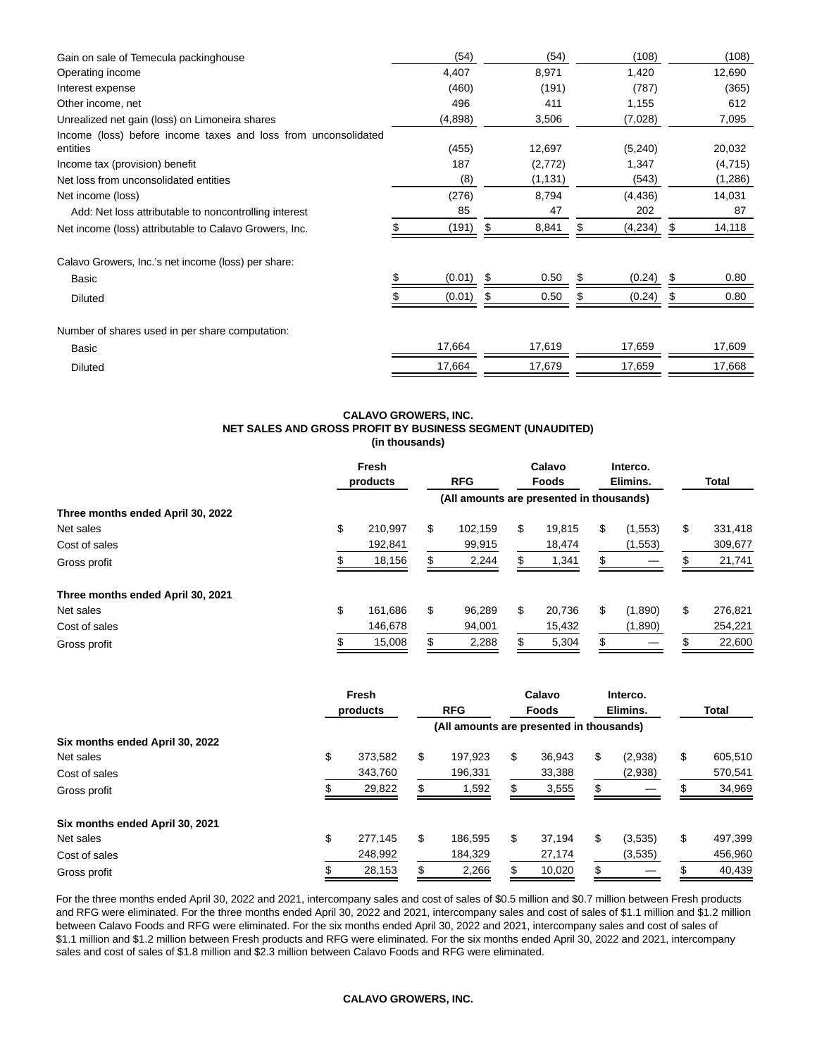| | | | | |
|---|---|---|---|---|
| Gain on sale of Temecula packinghouse | (54) | (54) | (108) | (108) |
| Operating income | 4,407 | 8,971 | 1,420 | 12,690 |
| Interest expense | (460) | (191) | (787) | (365) |
| Other income, net | 496 | 411 | 1,155 | 612 |
| Unrealized net gain (loss) on Limoneira shares | (4,898) | 3,506 | (7,028) | 7,095 |
| Income (loss) before income taxes and loss from unconsolidated entities | (455) | 12,697 | (5,240) | 20,032 |
| Income tax (provision) benefit | 187 | (2,772) | 1,347 | (4,715) |
| Net loss from unconsolidated entities | (8) | (1,131) | (543) | (1,286) |
| Net income (loss) | (276) | 8,794 | (4,436) | 14,031 |
| Add: Net loss attributable to noncontrolling interest | 85 | 47 | 202 | 87 |
| Net income (loss) attributable to Calavo Growers, Inc. | $ (191) | $ 8,841 | $ (4,234) | $ 14,118 |
| | | | | |
| Calavo Growers, Inc.'s net income (loss) per share: | | | | |
| Basic | $ (0.01) | $ 0.50 | $ (0.24) | $ 0.80 |
| Diluted | $ (0.01) | $ 0.50 | $ (0.24) | $ 0.80 |
| | | | | |
| Number of shares used in per share computation: | | | | |
| Basic | 17,664 | 17,619 | 17,659 | 17,609 |
| Diluted | 17,664 | 17,679 | 17,659 | 17,668 |

**CALAVO GROWERS, INC.**
**NET SALES AND GROSS PROFIT BY BUSINESS SEGMENT (UNAUDITED)**
**(in thousands)**

| | Fresh products | RFG | Calavo Foods | Interco. Elimins. | Total |
|---|---|---|---|---|---|
| | (All amounts are presented in thousands) | | | | |
| **Three months ended April 30, 2022** | | | | | |
| Net sales | $ 210,997 | $ 102,159 | $ 19,815 | $ (1,553) | $ 331,418 |
| Cost of sales | 192,841 | 99,915 | 18,474 | (1,553) | 309,677 |
| Gross profit | $ 18,156 | $ 2,244 | $ 1,341 | $ — | $ 21,741 |
| **Three months ended April 30, 2021** | | | | | |
| Net sales | $ 161,686 | $ 96,289 | $ 20,736 | $ (1,890) | $ 276,821 |
| Cost of sales | 146,678 | 94,001 | 15,432 | (1,890) | 254,221 |
| Gross profit | $ 15,008 | $ 2,288 | $ 5,304 | $ — | $ 22,600 |

| | Fresh products | RFG | Calavo Foods | Interco. Elimins. | Total |
|---|---|---|---|---|---|
| | (All amounts are presented in thousands) | | | | |
| **Six months ended April 30, 2022** | | | | | |
| Net sales | $ 373,582 | $ 197,923 | $ 36,943 | $ (2,938) | $ 605,510 |
| Cost of sales | 343,760 | 196,331 | 33,388 | (2,938) | 570,541 |
| Gross profit | $ 29,822 | $ 1,592 | $ 3,555 | $ — | $ 34,969 |
| **Six months ended April 30, 2021** | | | | | |
| Net sales | $ 277,145 | $ 186,595 | $ 37,194 | $ (3,535) | $ 497,399 |
| Cost of sales | 248,992 | 184,329 | 27,174 | (3,535) | 456,960 |
| Gross profit | $ 28,153 | $ 2,266 | $ 10,020 | $ — | $ 40,439 |

For the three months ended April 30, 2022 and 2021, intercompany sales and cost of sales of $0.5 million and $0.7 million between Fresh products and RFG were eliminated. For the three months ended April 30, 2022 and 2021, intercompany sales and cost of sales of $1.1 million and $1.2 million between Calavo Foods and RFG were eliminated. For the six months ended April 30, 2022 and 2021, intercompany sales and cost of sales of $1.1 million and $1.2 million between Fresh products and RFG were eliminated. For the six months ended April 30, 2022 and 2021, intercompany sales and cost of sales of $1.8 million and $2.3 million between Calavo Foods and RFG were eliminated.

**CALAVO GROWERS, INC.**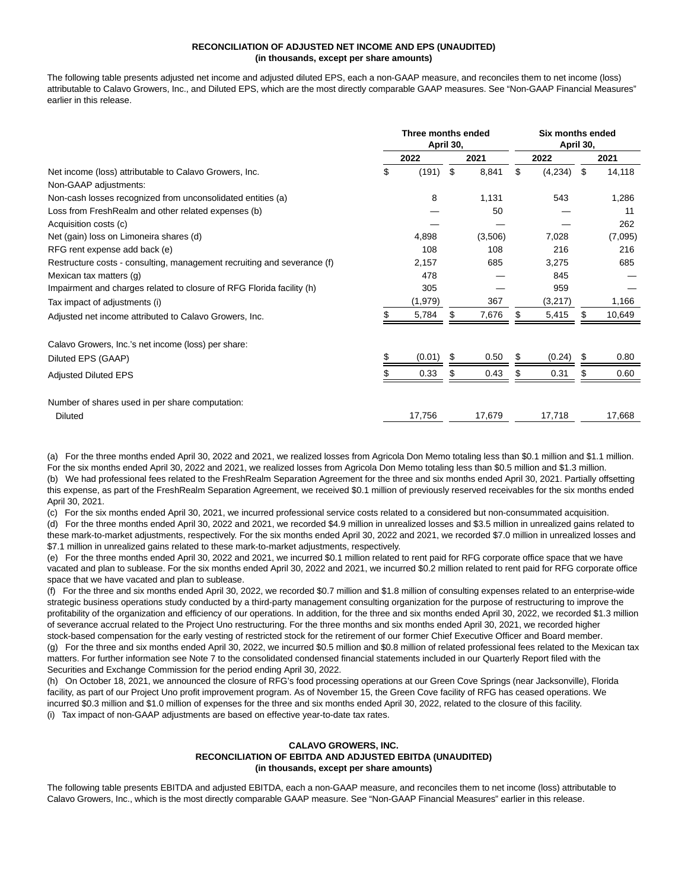**RECONCILIATION OF ADJUSTED NET INCOME AND EPS (UNAUDITED)**
**(in thousands, except per share amounts)**

The following table presents adjusted net income and adjusted diluted EPS, each a non-GAAP measure, and reconciles them to net income (loss) attributable to Calavo Growers, Inc., and Diluted EPS, which are the most directly comparable GAAP measures. See "Non-GAAP Financial Measures" earlier in this release.

| | Three months ended April 30, | | Six months ended April 30, | |
|---|---|---|---|---|
| | 2022 | 2021 | 2022 | 2021 |
| Net income (loss) attributable to Calavo Growers, Inc. | $ (191) | $ 8,841 | $ (4,234) | $ 14,118 |
| Non-GAAP adjustments: | | | | |
| Non-cash losses recognized from unconsolidated entities (a) | 8 | 1,131 | 543 | 1,286 |
| Loss from FreshRealm and other related expenses (b) | — | 50 | — | 11 |
| Acquisition costs (c) | — | — | — | 262 |
| Net (gain) loss on Limoneira shares (d) | 4,898 | (3,506) | 7,028 | (7,095) |
| RFG rent expense add back (e) | 108 | 108 | 216 | 216 |
| Restructure costs - consulting, management recruiting and severance (f) | 2,157 | 685 | 3,275 | 685 |
| Mexican tax matters (g) | 478 | — | 845 | — |
| Impairment and charges related to closure of RFG Florida facility (h) | 305 | — | 959 | — |
| Tax impact of adjustments (i) | (1,979) | 367 | (3,217) | 1,166 |
| Adjusted net income attributed to Calavo Growers, Inc. | $ 5,784 | $ 7,676 | $ 5,415 | $ 10,649 |
| | | | | |
| Calavo Growers, Inc.'s net income (loss) per share: | | | | |
| Diluted EPS (GAAP) | $ (0.01) | $ 0.50 | $ (0.24) | $ 0.80 |
| Adjusted Diluted EPS | $ 0.33 | $ 0.43 | $ 0.31 | $ 0.60 |
| | | | | |
| Number of shares used in per share computation: | | | | |
| Diluted | 17,756 | 17,679 | 17,718 | 17,668 |

(a) For the three months ended April 30, 2022 and 2021, we realized losses from Agricola Don Memo totaling less than $0.1 million and $1.1 million. For the six months ended April 30, 2022 and 2021, we realized losses from Agricola Don Memo totaling less than $0.5 million and $1.3 million.
(b) We had professional fees related to the FreshRealm Separation Agreement for the three and six months ended April 30, 2021. Partially offsetting this expense, as part of the FreshRealm Separation Agreement, we received $0.1 million of previously reserved receivables for the six months ended April 30, 2021.
(c) For the six months ended April 30, 2021, we incurred professional service costs related to a considered but non-consummated acquisition.
(d) For the three months ended April 30, 2022 and 2021, we recorded $4.9 million in unrealized losses and $3.5 million in unrealized gains related to these mark-to-market adjustments, respectively. For the six months ended April 30, 2022 and 2021, we recorded $7.0 million in unrealized losses and $7.1 million in unrealized gains related to these mark-to-market adjustments, respectively.
(e) For the three months ended April 30, 2022 and 2021, we incurred $0.1 million related to rent paid for RFG corporate office space that we have vacated and plan to sublease. For the six months ended April 30, 2022 and 2021, we incurred $0.2 million related to rent paid for RFG corporate office space that we have vacated and plan to sublease.
(f) For the three and six months ended April 30, 2022, we recorded $0.7 million and $1.8 million of consulting expenses related to an enterprise-wide strategic business operations study conducted by a third-party management consulting organization for the purpose of restructuring to improve the profitability of the organization and efficiency of our operations. In addition, for the three and six months ended April 30, 2022, we recorded $1.3 million of severance accrual related to the Project Uno restructuring. For the three months and six months ended April 30, 2021, we recorded higher stock-based compensation for the early vesting of restricted stock for the retirement of our former Chief Executive Officer and Board member.
(g) For the three and six months ended April 30, 2022, we incurred $0.5 million and $0.8 million of related professional fees related to the Mexican tax matters. For further information see Note 7 to the consolidated condensed financial statements included in our Quarterly Report filed with the Securities and Exchange Commission for the period ending April 30, 2022.
(h) On October 18, 2021, we announced the closure of RFG's food processing operations at our Green Cove Springs (near Jacksonville), Florida facility, as part of our Project Uno profit improvement program. As of November 15, the Green Cove facility of RFG has ceased operations. We incurred $0.3 million and $1.0 million of expenses for the three and six months ended April 30, 2022, related to the closure of this facility.
(i) Tax impact of non-GAAP adjustments are based on effective year-to-date tax rates.

**CALAVO GROWERS, INC.**
**RECONCILIATION OF EBITDA AND ADJUSTED EBITDA (UNAUDITED)**
**(in thousands, except per share amounts)**

The following table presents EBITDA and adjusted EBITDA, each a non-GAAP measure, and reconciles them to net income (loss) attributable to Calavo Growers, Inc., which is the most directly comparable GAAP measure. See "Non-GAAP Financial Measures" earlier in this release.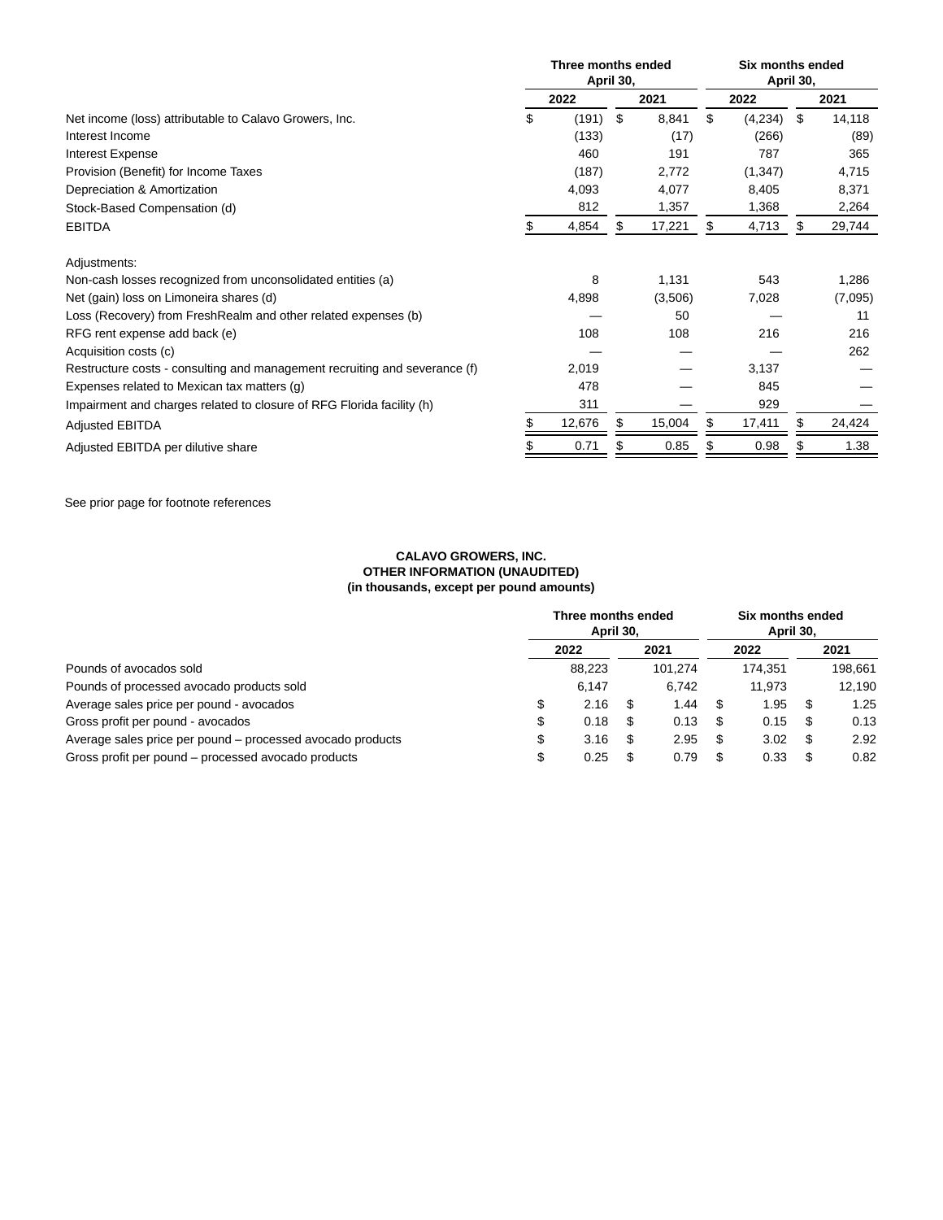| | Three months ended April 30, | | Six months ended April 30, | |
|---|---|---|---|---|
| | 2022 | 2021 | 2022 | 2021 |
| Net income (loss) attributable to Calavo Growers, Inc. | $ (191) | $ 8,841 | $ (4,234) | $ 14,118 |
| Interest Income | (133) | (17) | (266) | (89) |
| Interest Expense | 460 | 191 | 787 | 365 |
| Provision (Benefit) for Income Taxes | (187) | 2,772 | (1,347) | 4,715 |
| Depreciation & Amortization | 4,093 | 4,077 | 8,405 | 8,371 |
| Stock-Based Compensation (d) | 812 | 1,357 | 1,368 | 2,264 |
| EBITDA | $ 4,854 | $ 17,221 | $ 4,713 | $ 29,744 |
| | | | | |
| Adjustments: | | | | |
| Non-cash losses recognized from unconsolidated entities (a) | 8 | 1,131 | 543 | 1,286 |
| Net (gain) loss on Limoneira shares (d) | 4,898 | (3,506) | 7,028 | (7,095) |
| Loss (Recovery) from FreshRealm and other related expenses (b) | — | 50 | — | 11 |
| RFG rent expense add back (e) | 108 | 108 | 216 | 216 |
| Acquisition costs (c) | — | — | — | 262 |
| Restructure costs - consulting and management recruiting and severance (f) | 2,019 | — | 3,137 | — |
| Expenses related to Mexican tax matters (g) | 478 | — | 845 | — |
| Impairment and charges related to closure of RFG Florida facility (h) | 311 | — | 929 | — |
| Adjusted EBITDA | $ 12,676 | $ 15,004 | $ 17,411 | $ 24,424 |
| Adjusted EBITDA per dilutive share | $ 0.71 | $ 0.85 | $ 0.98 | $ 1.38 |

See prior page for footnote references

**CALAVO GROWERS, INC.**
**OTHER INFORMATION (UNAUDITED)**
**(in thousands, except per pound amounts)**

| | Three months ended April 30, | | Six months ended April 30, | |
|---|---|---|---|---|
| | 2022 | 2021 | 2022 | 2021 |
| Pounds of avocados sold | 88,223 | 101,274 | 174,351 | 198,661 |
| Pounds of processed avocado products sold | 6,147 | 6,742 | 11,973 | 12,190 |
| Average sales price per pound - avocados | $ 2.16 | $ 1.44 | $ 1.95 | $ 1.25 |
| Gross profit per pound - avocados | $ 0.18 | $ 0.13 | $ 0.15 | $ 0.13 |
| Average sales price per pound – processed avocado products | $ 3.16 | $ 2.95 | $ 3.02 | $ 2.92 |
| Gross profit per pound – processed avocado products | $ 0.25 | $ 0.79 | $ 0.33 | $ 0.82 |